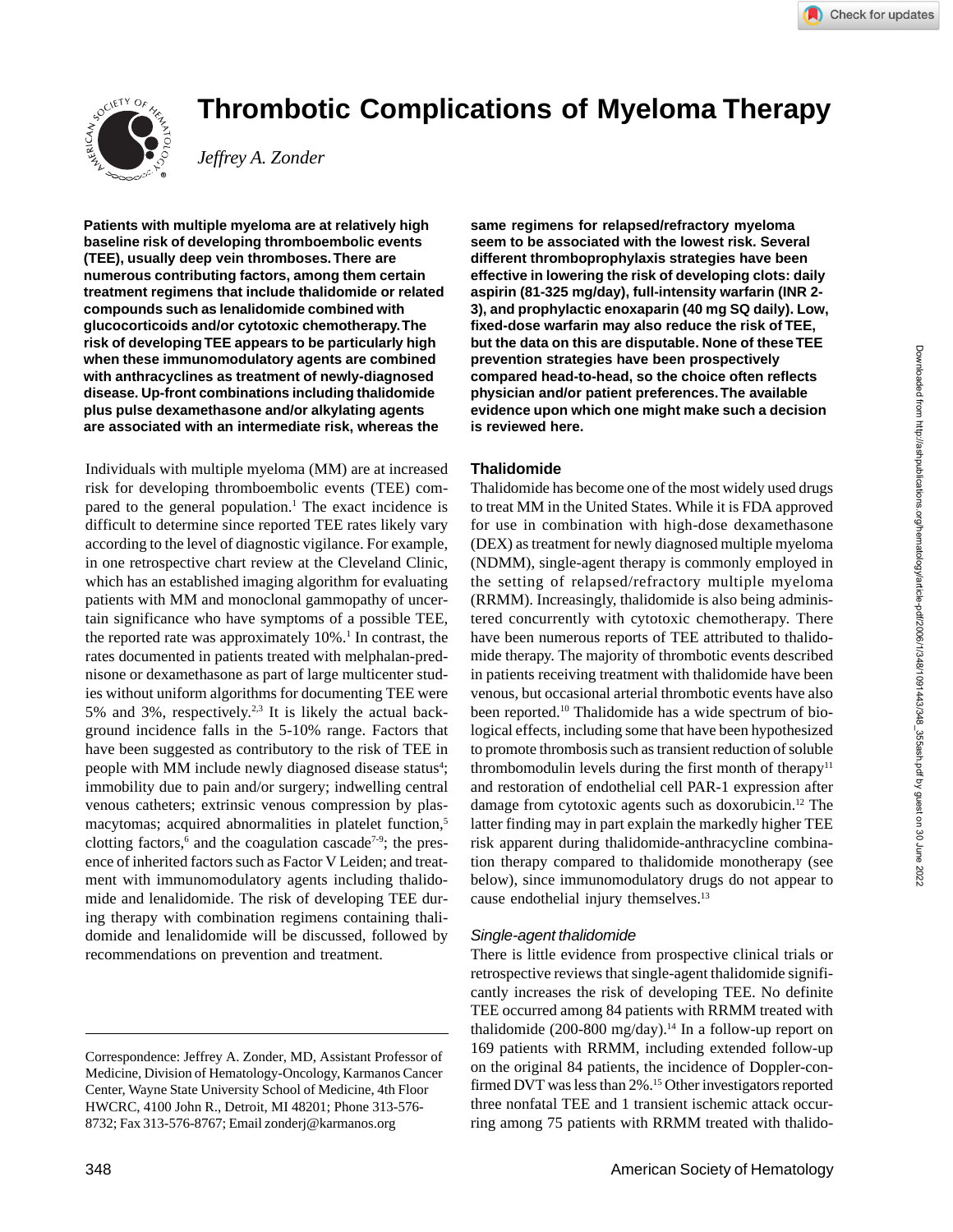# Thrombotic Complications of Myeloma Therapy

*Jeffrey A. Zonder*

**Patients with multiple myeloma are at relatively high baseline risk of developing thromboembolic events (TEE), usually deep vein thromboses. There are numerous contributing factors, among them certain treatment regimens that include thalidomide or related compounds such as lenalidomide combined with glucocorticoids and/or cytotoxic chemotherapy. The risk of developing TEE appears to be particularly high when these immunomodulatory agents are combined with anthracyclines as treatment of newly-diagnosed disease. Up-front combinations including thalidomide plus pulse dexamethasone and/or alkylating agents are associated with an intermediate risk, whereas the same regimens for relapsed/refractory myeloma seem to be associated with the lowest risk. Several different thromboprophylaxis strategies have been effective in lowering the risk of developing clots: daily aspirin (81-325 mg/day), full-intensity warfarin (INR 2-3), and prophylactic enoxaparin (40 mg SQ daily). Low, fixed-dose warfarin may also reduce the risk of TEE, but the data on this are disputable. None of these TEE prevention strategies have been prospectively compared head-to-head, so the choice often reflects physician and/or patient preferences. The available evidence upon which one might make such a decision is reviewed here.**

Individuals with multiple myeloma (MM) are at increased risk for developing thromboembolic events (TEE) compared to the general population.[1] The exact incidence is difficult to determine since reported TEE rates likely vary according to the level of diagnostic vigilance. For example, in one retrospective chart review at the Cleveland Clinic, which has an established imaging algorithm for evaluating patients with MM and monoclonal gammopathy of uncertain significance who have symptoms of a possible TEE, the reported rate was approximately 10%.[1] In contrast, the rates documented in patients treated with melphalan-prednisone or dexamethasone as part of large multicenter studies without uniform algorithms for documenting TEE were 5% and 3%, respectively.[2,3] It is likely the actual background incidence falls in the 5-10% range. Factors that have been suggested as contributory to the risk of TEE in people with MM include newly diagnosed disease status[4]; immobility due to pain and/or surgery; indwelling central venous catheters; extrinsic venous compression by plasmacytomas; acquired abnormalities in platelet function,[5] clotting factors,[6] and the coagulation cascade[7-9]; the presence of inherited factors such as Factor V Leiden; and treatment with immunomodulatory agents including thalidomide and lenalidomide. The risk of developing TEE during therapy with combination regimens containing thalidomide and lenalidomide will be discussed, followed by recommendations on prevention and treatment.

## Thalidomide

Thalidomide has become one of the most widely used drugs to treat MM in the United States. While it is FDA approved for use in combination with high-dose dexamethasone (DEX) as treatment for newly diagnosed multiple myeloma (NDMM), single-agent therapy is commonly employed in the setting of relapsed/refractory multiple myeloma (RRMM). Increasingly, thalidomide is also being administered concurrently with cytotoxic chemotherapy. There have been numerous reports of TEE attributed to thalidomide therapy. The majority of thrombotic events described in patients receiving treatment with thalidomide have been venous, but occasional arterial thrombotic events have also been reported.[10] Thalidomide has a wide spectrum of biological effects, including some that have been hypothesized to promote thrombosis such as transient reduction of soluble thrombomodulin levels during the first month of therapy[11] and restoration of endothelial cell PAR-1 expression after damage from cytotoxic agents such as doxorubicin.[12] The latter finding may in part explain the markedly higher TEE risk apparent during thalidomide-anthracycline combination therapy compared to thalidomide monotherapy (see below), since immunomodulatory drugs do not appear to cause endothelial injury themselves.[13]

### *Single-agent thalidomide*

There is little evidence from prospective clinical trials or retrospective reviews that single-agent thalidomide significantly increases the risk of developing TEE. No definite TEE occurred among 84 patients with RRMM treated with thalidomide (200-800 mg/day).[14] In a follow-up report on 169 patients with RRMM, including extended follow-up on the original 84 patients, the incidence of Doppler-confirmed DVT was less than 2%.[15] Other investigators reported three nonfatal TEE and 1 transient ischemic attack occurring among 75 patients with RRMM treated with thalido-

---

Correspondence: Jeffrey A. Zonder, MD, Assistant Professor of Medicine, Division of Hematology-Oncology, Karmanos Cancer Center, Wayne State University School of Medicine, 4th Floor HWCRC, 4100 John R., Detroit, MI 48201; Phone 313-576-8732; Fax 313-576-8767; Email zonderj@karmanos.org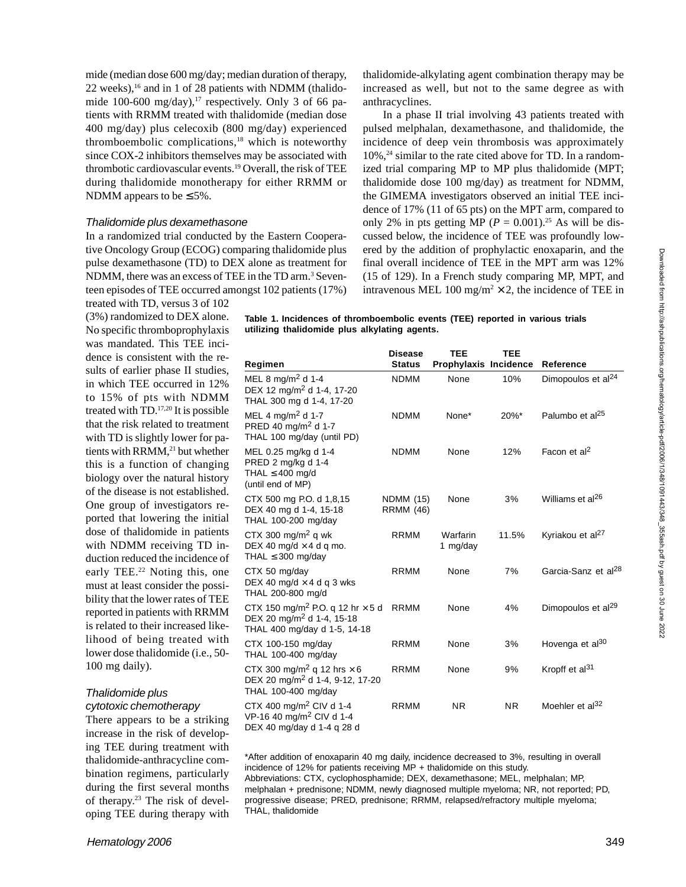mide (median dose 600 mg/day; median duration of therapy, 22 weeks),[16] and in 1 of 28 patients with NDMM (thalidomide 100-600 mg/day),[17] respectively. Only 3 of 66 patients with RRMM treated with thalidomide (median dose 400 mg/day) plus celecoxib (800 mg/day) experienced thromboembolic complications,[18] which is noteworthy since COX-2 inhibitors themselves may be associated with thrombotic cardiovascular events.[19] Overall, the risk of TEE during thalidomide monotherapy for either RRMM or NDMM appears to be ≤ 5%.

### *Thalidomide plus dexamethasone*

In a randomized trial conducted by the Eastern Cooperative Oncology Group (ECOG) comparing thalidomide plus pulse dexamethasone (TD) to DEX alone as treatment for NDMM, there was an excess of TEE in the TD arm.[3] Seventeen episodes of TEE occurred amongst 102 patients (17%) treated with TD, versus 3 of 102 (3%) randomized to DEX alone. No specific thromboprophylaxis was mandated. This TEE incidence is consistent with the results of earlier phase II studies, in which TEE occurred in 12% to 15% of pts with NDMM treated with TD.[17,20] It is possible that the risk related to treatment with TD is slightly lower for patients with RRMM,[21] but whether this is a function of changing biology over the natural history of the disease is not established. One group of investigators reported that lowering the initial dose of thalidomide in patients with NDMM receiving TD induction reduced the incidence of early TEE.[22] Noting this, one must at least consider the possibility that the lower rates of TEE reported in patients with RRMM is related to their increased likelihood of being treated with lower dose thalidomide (i.e., 50-100 mg daily).

### *Thalidomide plus cytotoxic chemotherapy*

There appears to be a striking increase in the risk of developing TEE during treatment with thalidomide-anthracycline combination regimens, particularly during the first several months of therapy.[23] The risk of developing TEE during therapy with thalidomide-alkylating agent combination therapy may be increased as well, but not to the same degree as with anthracyclines.

In a phase II trial involving 43 patients treated with pulsed melphalan, dexamethasone, and thalidomide, the incidence of deep vein thrombosis was approximately 10%,[24] similar to the rate cited above for TD. In a randomized trial comparing MP to MP plus thalidomide (MPT; thalidomide dose 100 mg/day) as treatment for NDMM, the GIMEMA investigators observed an initial TEE incidence of 17% (11 of 65 pts) on the MPT arm, compared to only 2% in pts getting MP ($P$ = 0.001).[25] As will be discussed below, the incidence of TEE was profoundly lowered by the addition of prophylactic enoxaparin, and the final overall incidence of TEE in the MPT arm was 12% (15 of 129). In a French study comparing MP, MPT, and intravenous MEL 100 mg/m$^2$ × 2, the incidence of TEE in

**Table 1. Incidences of thromboembolic events (TEE) reported in various trials utilizing thalidomide plus alkylating agents.**

| Regimen | Disease Status | TEE Prophylaxis | TEE Incidence | Reference |
|---|---|---|---|---|
| MEL 8 mg/m$^2$ d 1-4<br>DEX 12 mg/m$^2$ d 1-4, 17-20<br>THAL 300 mg d 1-4, 17-20 | NDMM | None | 10% | Dimopoulos et al[24] |
| MEL 4 mg/m$^2$ d 1-7<br>PRED 40 mg/m$^2$ d 1-7<br>THAL 100 mg/day (until PD) | NDMM | None* | 20%* | Palumbo et al[25] |
| MEL 0.25 mg/kg d 1-4<br>PRED 2 mg/kg d 1-4<br>THAL ≤ 400 mg/d<br>(until end of MP) | NDMM | None | 12% | Facon et al[2] |
| CTX 500 mg P.O. d 1,8,15<br>DEX 40 mg d 1-4, 15-18<br>THAL 100-200 mg/day | NDMM (15)<br>RRMM (46) | None | 3% | Williams et al[26] |
| CTX 300 mg/m$^2$ wk<br>DEX 40 mg/d × 4 d q mo.<br>THAL ≤ 300 mg/day | RRMM | Warfarin 1 mg/day | 11.5% | Kyriakou et al[27] |
| CTX 50 mg/day<br>DEX 40 mg/d × 4 d q 3 wks<br>THAL 200-800 mg/d | RRMM | None | 7% | Garcia-Sanz et al[28] |
| CTX 150 mg/m$^2$ P.O. q 12 hr × 5 d<br>DEX 20 mg/m$^2$ d 1-4, 15-18<br>THAL 400 mg/day d 1-5, 14-18 | RRMM | None | 4% | Dimopoulos et al[29] |
| CTX 100-150 mg/day<br>THAL 100-400 mg/day | RRMM | None | 3% | Hovenga et al[30] |
| CTX 300 mg/m$^2$ q 12 hrs × 6<br>DEX 20 mg/m$^2$ d 1-4, 9-12, 17-20<br>THAL 100-400 mg/day | RRMM | None | 9% | Kropff et al[31] |
| CTX 400 mg/m$^2$ CIV d 1-4<br>VP-16 40 mg/m$^2$ CIV d 1-4<br>DEX 40 mg/day d 1-4 q 28 d | RRMM | NR | NR | Moehler et al[32] |

*After addition of enoxaparin 40 mg daily, incidence decreased to 3%, resulting in overall incidence of 12% for patients receiving MP + thalidomide on this study.
Abbreviations: CTX, cyclophosphamide; DEX, dexamethasone; MEL, melphalan; MP, melphalan + prednisone; NDMM, newly diagnosed multiple myeloma; NR, not reported; PD, progressive disease; PRED, prednisone; RRMM, relapsed/refractory multiple myeloma; THAL, thalidomide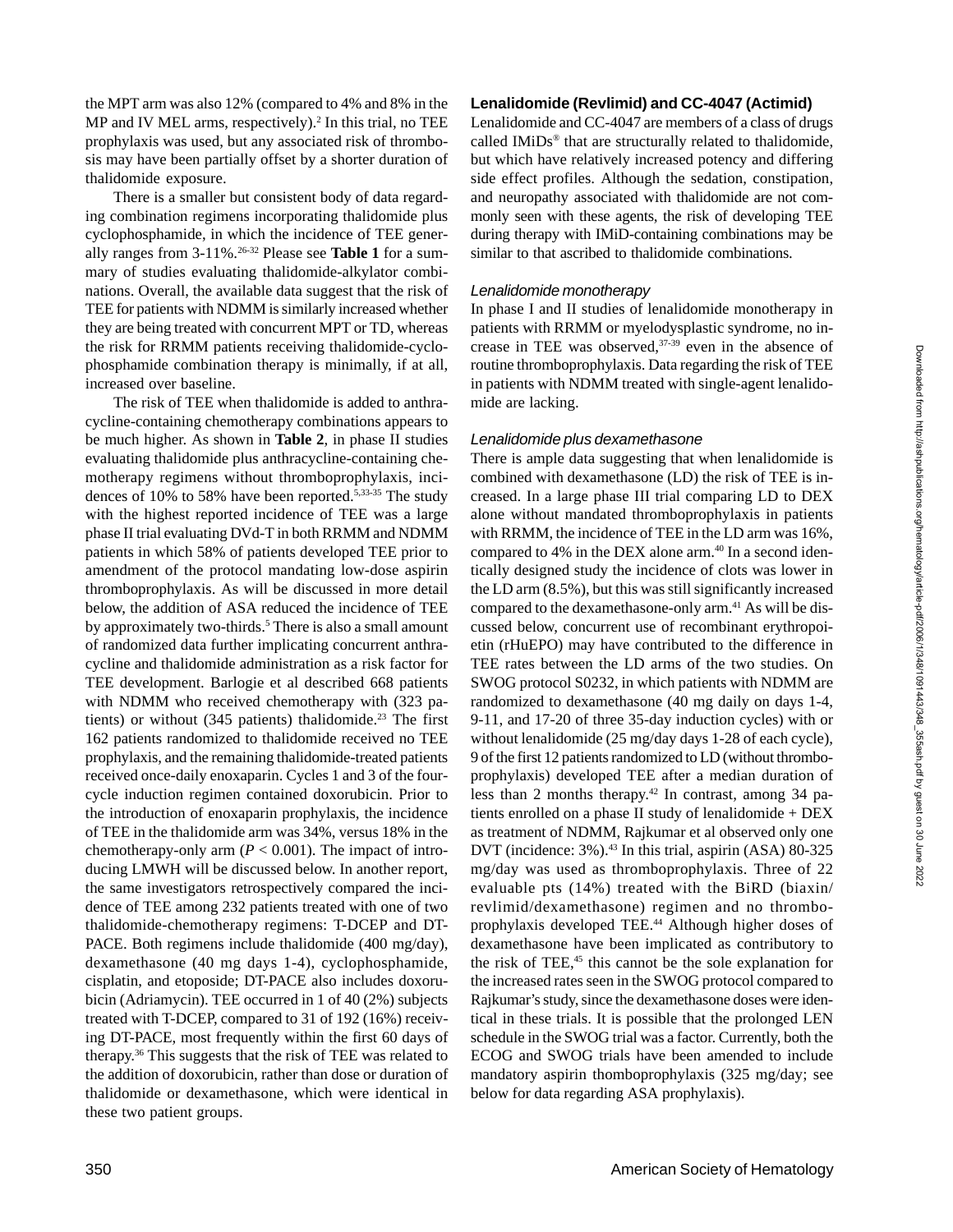the MPT arm was also 12% (compared to 4% and 8% in the MP and IV MEL arms, respectively).[2] In this trial, no TEE prophylaxis was used, but any associated risk of thrombosis may have been partially offset by a shorter duration of thalidomide exposure.

There is a smaller but consistent body of data regarding combination regimens incorporating thalidomide plus cyclophosphamide, in which the incidence of TEE generally ranges from 3-11%.[26-32] Please see **Table 1** for a summary of studies evaluating thalidomide-alkylator combinations. Overall, the available data suggest that the risk of TEE for patients with NDMM is similarly increased whether they are being treated with concurrent MPT or TD, whereas the risk for RRMM patients receiving thalidomide-cyclophosphamide combination therapy is minimally, if at all, increased over baseline.

The risk of TEE when thalidomide is added to anthracycline-containing chemotherapy combinations appears to be much higher. As shown in **Table 2**, in phase II studies evaluating thalidomide plus anthracycline-containing chemotherapy regimens without thromboprophylaxis, incidences of 10% to 58% have been reported.[5,33-35] The study with the highest reported incidence of TEE was a large phase II trial evaluating DVd-T in both RRMM and NDMM patients in which 58% of patients developed TEE prior to amendment of the protocol mandating low-dose aspirin thromboprophylaxis. As will be discussed in more detail below, the addition of ASA reduced the incidence of TEE by approximately two-thirds.[5] There is also a small amount of randomized data further implicating concurrent anthracycline and thalidomide administration as a risk factor for TEE development. Barlogie et al described 668 patients with NDMM who received chemotherapy with (323 patients) or without (345 patients) thalidomide.[23] The first 162 patients randomized to thalidomide received no TEE prophylaxis, and the remaining thalidomide-treated patients received once-daily enoxaparin. Cycles 1 and 3 of the four-cycle induction regimen contained doxorubicin. Prior to the introduction of enoxaparin prophylaxis, the incidence of TEE in the thalidomide arm was 34%, versus 18% in the chemotherapy-only arm ($P < 0.001$). The impact of introducing LMWH will be discussed below. In another report, the same investigators retrospectively compared the incidence of TEE among 232 patients treated with one of two thalidomide-chemotherapy regimens: T-DCEP and DT-PACE. Both regimens include thalidomide (400 mg/day), dexamethasone (40 mg days 1-4), cyclophosphamide, cisplatin, and etoposide; DT-PACE also includes doxorubicin (Adriamycin). TEE occurred in 1 of 40 (2%) subjects treated with T-DCEP, compared to 31 of 192 (16%) receiving DT-PACE, most frequently within the first 60 days of therapy.[36] This suggests that the risk of TEE was related to the addition of doxorubicin, rather than dose or duration of thalidomide or dexamethasone, which were identical in these two patient groups.

### Lenalidomide (Revlimid) and CC-4047 (Actimid)

Lenalidomide and CC-4047 are members of a class of drugs called IMiDs® that are structurally related to thalidomide, but which have relatively increased potency and differing side effect profiles. Although the sedation, constipation, and neuropathy associated with thalidomide are not commonly seen with these agents, the risk of developing TEE during therapy with IMiD-containing combinations may be similar to that ascribed to thalidomide combinations.

#### *Lenalidomide monotherapy*

In phase I and II studies of lenalidomide monotherapy in patients with RRMM or myelodysplastic syndrome, no increase in TEE was observed,[37-39] even in the absence of routine thromboprophylaxis. Data regarding the risk of TEE in patients with NDMM treated with single-agent lenalidomide are lacking.

#### *Lenalidomide plus dexamethasone*

There is ample data suggesting that when lenalidomide is combined with dexamethasone (LD) the risk of TEE is increased. In a large phase III trial comparing LD to DEX alone without mandated thromboprophylaxis in patients with RRMM, the incidence of TEE in the LD arm was 16%, compared to 4% in the DEX alone arm.[40] In a second identically designed study the incidence of clots was lower in the LD arm (8.5%), but this was still significantly increased compared to the dexamethasone-only arm.[41] As will be discussed below, concurrent use of recombinant erythropoietin (rHuEPO) may have contributed to the difference in TEE rates between the LD arms of the two studies. On SWOG protocol S0232, in which patients with NDMM are randomized to dexamethasone (40 mg daily on days 1-4, 9-11, and 17-20 of three 35-day induction cycles) with or without lenalidomide (25 mg/day days 1-28 of each cycle), 9 of the first 12 patients randomized to LD (without thromboprophylaxis) developed TEE after a median duration of less than 2 months therapy.[42] In contrast, among 34 patients enrolled on a phase II study of lenalidomide + DEX as treatment of NDMM, Rajkumar et al observed only one DVT (incidence: 3%).[43] In this trial, aspirin (ASA) 80-325 mg/day was used as thromboprophylaxis. Three of 22 evaluable pts (14%) treated with the BiRD (biaxin/revlimid/dexamethasone) regimen and no thromboprophylaxis developed TEE.[44] Although higher doses of dexamethasone have been implicated as contributory to the risk of TEE,[45] this cannot be the sole explanation for the increased rates seen in the SWOG protocol compared to Rajkumar's study, since the dexamethasone doses were identical in these trials. It is possible that the prolonged LEN schedule in the SWOG trial was a factor. Currently, both the ECOG and SWOG trials have been amended to include mandatory aspirin thomboprophylaxis (325 mg/day; see below for data regarding ASA prophylaxis).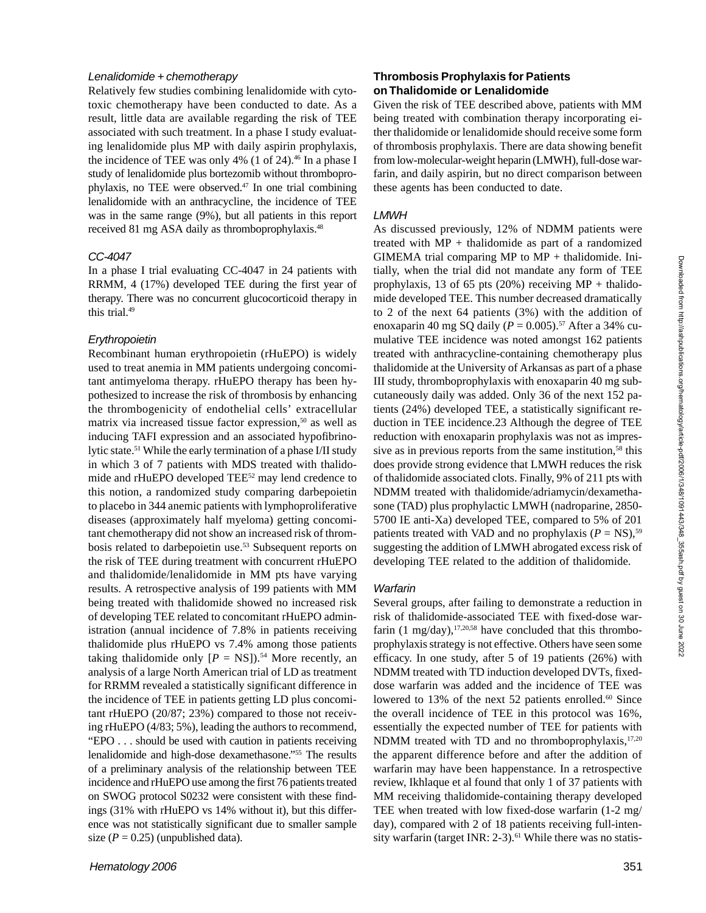### *Lenalidomide + chemotherapy*

Relatively few studies combining lenalidomide with cytotoxic chemotherapy have been conducted to date. As a result, little data are available regarding the risk of TEE associated with such treatment. In a phase I study evaluating lenalidomide plus MP with daily aspirin prophylaxis, the incidence of TEE was only 4% (1 of 24).[46] In a phase I study of lenalidomide plus bortezomib without thromboprophylaxis, no TEE were observed.[47] In one trial combining lenalidomide with an anthracycline, the incidence of TEE was in the same range (9%), but all patients in this report received 81 mg ASA daily as thromboprophylaxis.[48]

### *CC-4047*

In a phase I trial evaluating CC-4047 in 24 patients with RRMM, 4 (17%) developed TEE during the first year of therapy. There was no concurrent glucocorticoid therapy in this trial.[49]

### *Erythropoietin*

Recombinant human erythropoietin (rHuEPO) is widely used to treat anemia in MM patients undergoing concomitant antimyeloma therapy. rHuEPO therapy has been hypothesized to increase the risk of thrombosis by enhancing the thrombogenicity of endothelial cells' extracellular matrix via increased tissue factor expression,[50] as well as inducing TAFI expression and an associated hypofibrinolytic state.[51] While the early termination of a phase I/II study in which 3 of 7 patients with MDS treated with thalidomide and rHuEPO developed TEE[52] may lend credence to this notion, a randomized study comparing darbepoietin to placebo in 344 anemic patients with lymphoproliferative diseases (approximately half myeloma) getting concomitant chemotherapy did not show an increased risk of thrombosis related to darbepoietin use.[53] Subsequent reports on the risk of TEE during treatment with concurrent rHuEPO and thalidomide/lenalidomide in MM pts have varying results. A retrospective analysis of 199 patients with MM being treated with thalidomide showed no increased risk of developing TEE related to concomitant rHuEPO administration (annual incidence of 7.8% in patients receiving thalidomide plus rHuEPO vs 7.4% among those patients taking thalidomide only [$P$ = NS]).[54] More recently, an analysis of a large North American trial of LD as treatment for RRMM revealed a statistically significant difference in the incidence of TEE in patients getting LD plus concomitant rHuEPO (20/87; 23%) compared to those not receiving rHuEPO (4/83; 5%), leading the authors to recommend, "EPO . . . should be used with caution in patients receiving lenalidomide and high-dose dexamethasone."[55] The results of a preliminary analysis of the relationship between TEE incidence and rHuEPO use among the first 76 patients treated on SWOG protocol S0232 were consistent with these findings (31% with rHuEPO vs 14% without it), but this difference was not statistically significant due to smaller sample size ($P = 0.25$) (unpublished data).

## Thrombosis Prophylaxis for Patients on Thalidomide or Lenalidomide

Given the risk of TEE described above, patients with MM being treated with combination therapy incorporating either thalidomide or lenalidomide should receive some form of thrombosis prophylaxis. There are data showing benefit from low-molecular-weight heparin (LMWH), full-dose warfarin, and daily aspirin, but no direct comparison between these agents has been conducted to date.

### *LMWH*

As discussed previously, 12% of NDMM patients were treated with MP + thalidomide as part of a randomized GIMEMA trial comparing MP to MP + thalidomide. Initially, when the trial did not mandate any form of TEE prophylaxis, 13 of 65 pts (20%) receiving MP + thalidomide developed TEE. This number decreased dramatically to 2 of the next 64 patients (3%) with the addition of enoxaparin 40 mg SQ daily ($P = 0.005$).[57] After a 34% cumulative TEE incidence was noted amongst 162 patients treated with anthracycline-containing chemotherapy plus thalidomide at the University of Arkansas as part of a phase III study, thromboprophylaxis with enoxaparin 40 mg subcutaneously daily was added. Only 36 of the next 152 patients (24%) developed TEE, a statistically significant reduction in TEE incidence.23 Although the degree of TEE reduction with enoxaparin prophylaxis was not as impressive as in previous reports from the same institution,[58] this does provide strong evidence that LMWH reduces the risk of thalidomide associated clots. Finally, 9% of 211 pts with NDMM treated with thalidomide/adriamycin/dexamethasone (TAD) plus prophylactic LMWH (nadroparine, 2850-5700 IE anti-Xa) developed TEE, compared to 5% of 201 patients treated with VAD and no prophylaxis ($P$ = NS),[59] suggesting the addition of LMWH abrogated excess risk of developing TEE related to the addition of thalidomide.

### *Warfarin*

Several groups, after failing to demonstrate a reduction in risk of thalidomide-associated TEE with fixed-dose warfarin (1 mg/day),[17,20,58] have concluded that this thromboprophylaxis strategy is not effective. Others have seen some efficacy. In one study, after 5 of 19 patients (26%) with NDMM treated with TD induction developed DVTs, fixed-dose warfarin was added and the incidence of TEE was lowered to 13% of the next 52 patients enrolled.[60] Since the overall incidence of TEE in this protocol was 16%, essentially the expected number of TEE for patients with NDMM treated with TD and no thromboprophylaxis,[17,20] the apparent difference before and after the addition of warfarin may have been happenstance. In a retrospective review, Ikhlaque et al found that only 1 of 37 patients with MM receiving thalidomide-containing therapy developed TEE when treated with low fixed-dose warfarin (1-2 mg/day), compared with 2 of 18 patients receiving full-intensity warfarin (target INR: 2-3).[61] While there was no statis-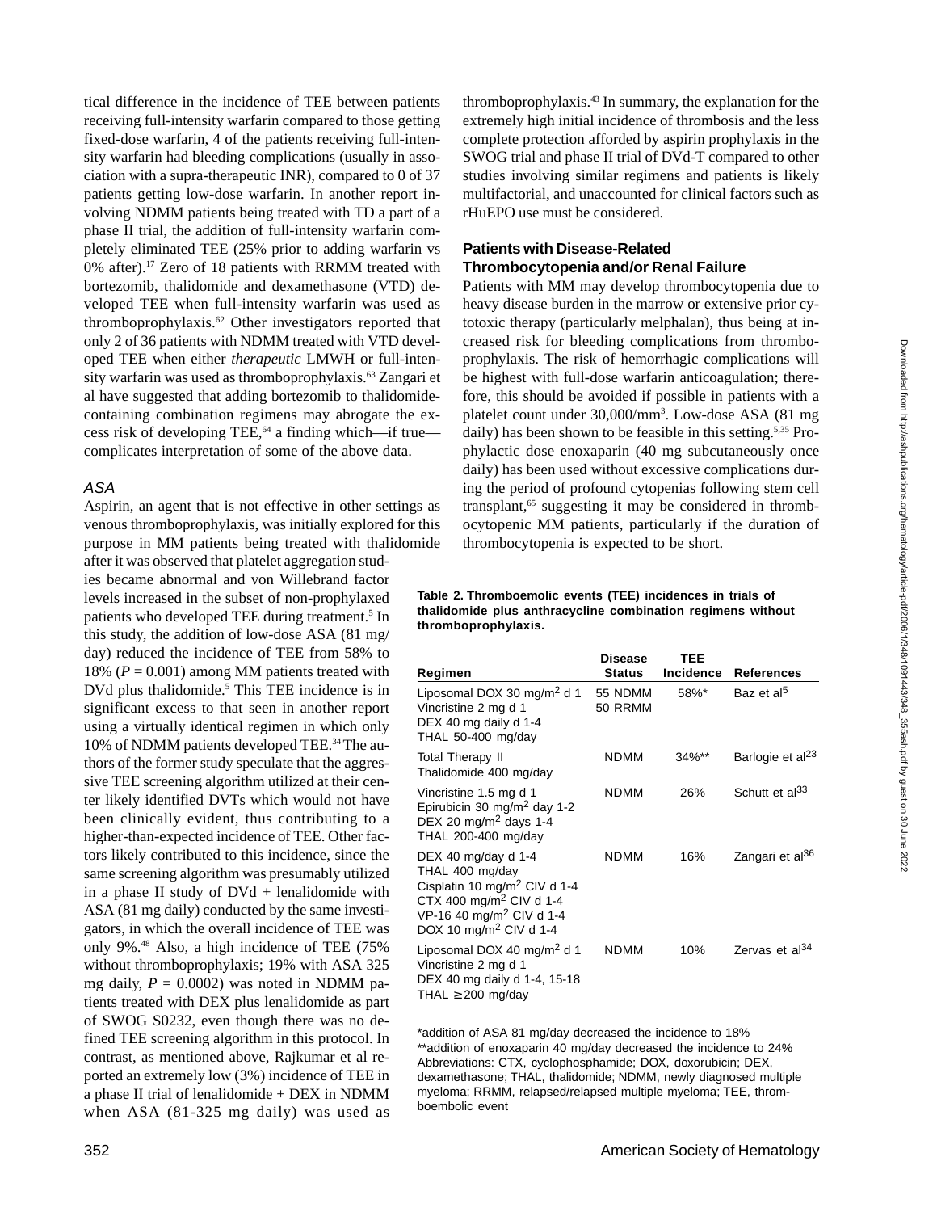tical difference in the incidence of TEE between patients receiving full-intensity warfarin compared to those getting fixed-dose warfarin, 4 of the patients receiving full-intensity warfarin had bleeding complications (usually in association with a supra-therapeutic INR), compared to 0 of 37 patients getting low-dose warfarin. In another report involving NDMM patients being treated with TD a part of a phase II trial, the addition of full-intensity warfarin completely eliminated TEE (25% prior to adding warfarin vs 0% after).[17] Zero of 18 patients with RRMM treated with bortezomib, thalidomide and dexamethasone (VTD) developed TEE when full-intensity warfarin was used as thromboprophylaxis.[62] Other investigators reported that only 2 of 36 patients with NDMM treated with VTD developed TEE when either *therapeutic* LMWH or full-intensity warfarin was used as thromboprophylaxis.[63] Zangari et al have suggested that adding bortezomib to thalidomide-containing combination regimens may abrogate the excess risk of developing TEE,[64] a finding which—if true—complicates interpretation of some of the above data.

### *ASA*

Aspirin, an agent that is not effective in other settings as venous thromboprophylaxis, was initially explored for this purpose in MM patients being treated with thalidomide after it was observed that platelet aggregation studies became abnormal and von Willebrand factor levels increased in the subset of non-prophylaxed patients who developed TEE during treatment.[5] In this study, the addition of low-dose ASA (81 mg/day) reduced the incidence of TEE from 58% to 18% ($P = 0.001$) among MM patients treated with DVd plus thalidomide.[5] This TEE incidence is in significant excess to that seen in another report using a virtually identical regimen in which only 10% of NDMM patients developed TEE.[34] The authors of the former study speculate that the aggressive TEE screening algorithm utilized at their center likely identified DVTs which would not have been clinically evident, thus contributing to a higher-than-expected incidence of TEE. Other factors likely contributed to this incidence, since the same screening algorithm was presumably utilized in a phase II study of DVd + lenalidomide with ASA (81 mg daily) conducted by the same investigators, in which the overall incidence of TEE was only 9%.[48] Also, a high incidence of TEE (75% without thromboprophylaxis; 19% with ASA 325 mg daily, $P = 0.0002$) was noted in NDMM patients treated with DEX plus lenalidomide as part of SWOG S0232, even though there was no defined TEE screening algorithm in this protocol. In contrast, as mentioned above, Rajkumar et al reported an extremely low (3%) incidence of TEE in a phase II trial of lenalidomide + DEX in NDMM when ASA (81-325 mg daily) was used as thromboprophylaxis.[43] In summary, the explanation for the extremely high initial incidence of thrombosis and the less complete protection afforded by aspirin prophylaxis in the SWOG trial and phase II trial of DVd-T compared to other studies involving similar regimens and patients is likely multifactorial, and unaccounted for clinical factors such as rHuEPO use must be considered.

### Patients with Disease-Related Thrombocytopenia and/or Renal Failure

Patients with MM may develop thrombocytopenia due to heavy disease burden in the marrow or extensive prior cytotoxic therapy (particularly melphalan), thus being at increased risk for bleeding complications from thromboprophylaxis. The risk of hemorrhagic complications will be highest with full-dose warfarin anticoagulation; therefore, this should be avoided if possible in patients with a platelet count under 30,000/mm$^3$. Low-dose ASA (81 mg daily) has been shown to be feasible in this setting.[5,35] Prophylactic dose enoxaparin (40 mg subcutaneously once daily) has been used without excessive complications during the period of profound cytopenias following stem cell transplant,[65] suggesting it may be considered in thrombocytopenic MM patients, particularly if the duration of thrombocytopenia is expected to be short.

**Table 2. Thromboemolic events (TEE) incidences in trials of thalidomide plus anthracycline combination regimens without thromboprophylaxis.**

| Regimen | Disease Status | TEE Incidence | References |
|---|---|---|---|
| Liposomal DOX 30 mg/m$^2$ d 1<br>Vincristine 2 mg d 1<br>DEX 40 mg daily d 1-4<br>THAL 50-400 mg/day | 55 NDMM<br>50 RRMM | 58%* | Baz et al[5] |
| Total Therapy II<br>Thalidomide 400 mg/day | NDMM | 34%** | Barlogie et al[23] |
| Vincristine 1.5 mg d 1<br>Epirubicin 30 mg/m$^2$ day 1-2<br>DEX 20 mg/m$^2$ days 1-4<br>THAL 200-400 mg/day | NDMM | 26% | Schutt et al[33] |
| DEX 40 mg/day d 1-4<br>THAL 400 mg/day<br>Cisplatin 10 mg/m$^2$ CIV d 1-4<br>CTX 400 mg/m$^2$ CIV d 1-4<br>VP-16 40 mg/m$^2$ CIV d 1-4<br>DOX 10 mg/m$^2$ CIV d 1-4 | NDMM | 16% | Zangari et al[36] |
| Liposomal DOX 40 mg/m$^2$ d 1<br>Vincristine 2 mg d 1<br>DEX 40 mg daily d 1-4, 15-18<br>THAL ≥ 200 mg/day | NDMM | 10% | Zervas et al[34] |

*addition of ASA 81 mg/day decreased the incidence to 18%
**addition of enoxaparin 40 mg/day decreased the incidence to 24%
Abbreviations: CTX, cyclophosphamide; DOX, doxorubicin; DEX, dexamethasone; THAL, thalidomide; NDMM, newly diagnosed multiple myeloma; RRMM, relapsed/relapsed multiple myeloma; TEE, thromboembolic event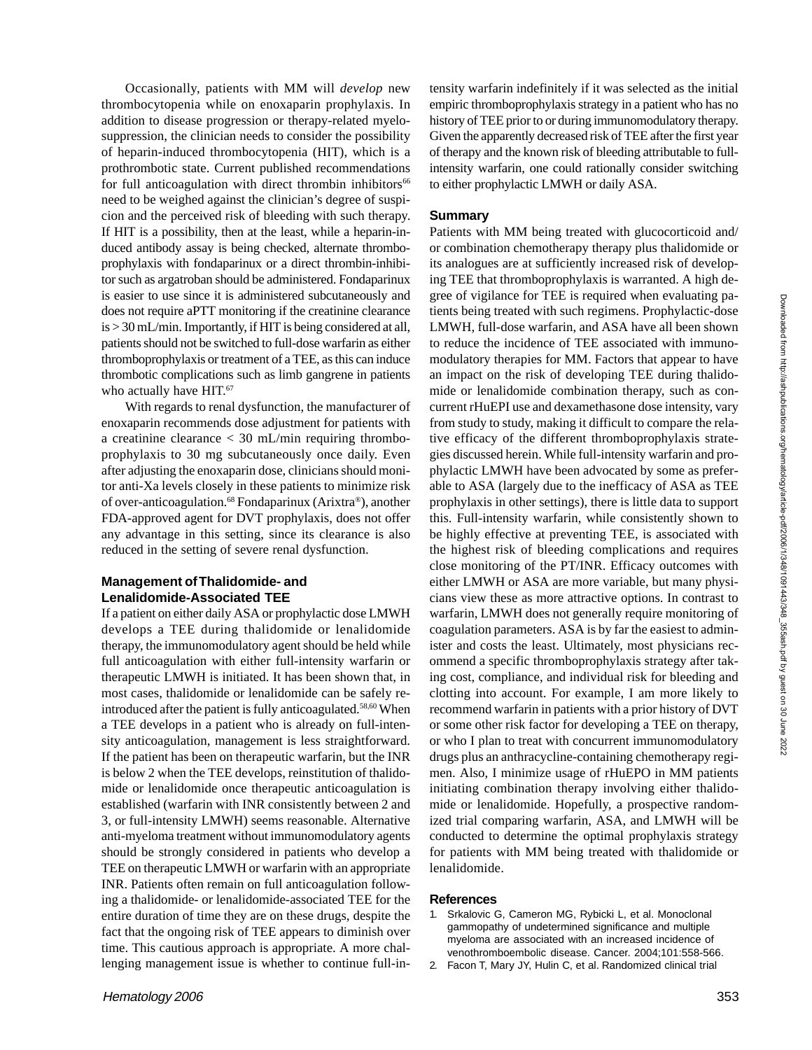Occasionally, patients with MM will *develop* new thrombocytopenia while on enoxaparin prophylaxis. In addition to disease progression or therapy-related myelosuppression, the clinician needs to consider the possibility of heparin-induced thrombocytopenia (HIT), which is a prothrombotic state. Current published recommendations for full anticoagulation with direct thrombin inhibitors[66] need to be weighed against the clinician's degree of suspicion and the perceived risk of bleeding with such therapy. If HIT is a possibility, then at the least, while a heparin-induced antibody assay is being checked, alternate thromboprophylaxis with fondaparinux or a direct thrombin-inhibitor such as argatroban should be administered. Fondaparinux is easier to use since it is administered subcutaneously and does not require aPTT monitoring if the creatinine clearance is > 30 mL/min. Importantly, if HIT is being considered at all, patients should not be switched to full-dose warfarin as either thromboprophylaxis or treatment of a TEE, as this can induce thrombotic complications such as limb gangrene in patients who actually have HIT.[67]

With regards to renal dysfunction, the manufacturer of enoxaparin recommends dose adjustment for patients with a creatinine clearance < 30 mL/min requiring thromboprophylaxis to 30 mg subcutaneously once daily. Even after adjusting the enoxaparin dose, clinicians should monitor anti-Xa levels closely in these patients to minimize risk of over-anticoagulation.[68] Fondaparinux (Arixtra®), another FDA-approved agent for DVT prophylaxis, does not offer any advantage in this setting, since its clearance is also reduced in the setting of severe renal dysfunction.

## Management of Thalidomide- and Lenalidomide-Associated TEE

If a patient on either daily ASA or prophylactic dose LMWH develops a TEE during thalidomide or lenalidomide therapy, the immunomodulatory agent should be held while full anticoagulation with either full-intensity warfarin or therapeutic LMWH is initiated. It has been shown that, in most cases, thalidomide or lenalidomide can be safely reintroduced after the patient is fully anticoagulated.[58,60] When a TEE develops in a patient who is already on full-intensity anticoagulation, management is less straightforward. If the patient has been on therapeutic warfarin, but the INR is below 2 when the TEE develops, reinstitution of thalidomide or lenalidomide once therapeutic anticoagulation is established (warfarin with INR consistently between 2 and 3, or full-intensity LMWH) seems reasonable. Alternative anti-myeloma treatment without immunomodulatory agents should be strongly considered in patients who develop a TEE on therapeutic LMWH or warfarin with an appropriate INR. Patients often remain on full anticoagulation following a thalidomide- or lenalidomide-associated TEE for the entire duration of time they are on these drugs, despite the fact that the ongoing risk of TEE appears to diminish over time. This cautious approach is appropriate. A more challenging management issue is whether to continue full-intensity warfarin indefinitely if it was selected as the initial empiric thromboprophylaxis strategy in a patient who has no history of TEE prior to or during immunomodulatory therapy. Given the apparently decreased risk of TEE after the first year of therapy and the known risk of bleeding attributable to full-intensity warfarin, one could rationally consider switching to either prophylactic LMWH or daily ASA.

## Summary

Patients with MM being treated with glucocorticoid and/or combination chemotherapy therapy plus thalidomide or its analogues are at sufficiently increased risk of developing TEE that thromboprophylaxis is warranted. A high degree of vigilance for TEE is required when evaluating patients being treated with such regimens. Prophylactic-dose LMWH, full-dose warfarin, and ASA have all been shown to reduce the incidence of TEE associated with immunomodulatory therapies for MM. Factors that appear to have an impact on the risk of developing TEE during thalidomide or lenalidomide combination therapy, such as concurrent rHuEPI use and dexamethasone dose intensity, vary from study to study, making it difficult to compare the relative efficacy of the different thromboprophylaxis strategies discussed herein. While full-intensity warfarin and prophylactic LMWH have been advocated by some as preferable to ASA (largely due to the inefficacy of ASA as TEE prophylaxis in other settings), there is little data to support this. Full-intensity warfarin, while consistently shown to be highly effective at preventing TEE, is associated with the highest risk of bleeding complications and requires close monitoring of the PT/INR. Efficacy outcomes with either LMWH or ASA are more variable, but many physicians view these as more attractive options. In contrast to warfarin, LMWH does not generally require monitoring of coagulation parameters. ASA is by far the easiest to administer and costs the least. Ultimately, most physicians recommend a specific thromboprophylaxis strategy after taking cost, compliance, and individual risk for bleeding and clotting into account. For example, I am more likely to recommend warfarin in patients with a prior history of DVT or some other risk factor for developing a TEE on therapy, or who I plan to treat with concurrent immunomodulatory drugs plus an anthracycline-containing chemotherapy regimen. Also, I minimize usage of rHuEPO in MM patients initiating combination therapy involving either thalidomide or lenalidomide. Hopefully, a prospective randomized trial comparing warfarin, ASA, and LMWH will be conducted to determine the optimal prophylaxis strategy for patients with MM being treated with thalidomide or lenalidomide.

## References

1. Srkalovic G, Cameron MG, Rybicki L, et al. Monoclonal gammopathy of undetermined significance and multiple myeloma are associated with an increased incidence of venothromboembolic disease. Cancer. 2004;101:558-566.
2. Facon T, Mary JY, Hulin C, et al. Randomized clinical trial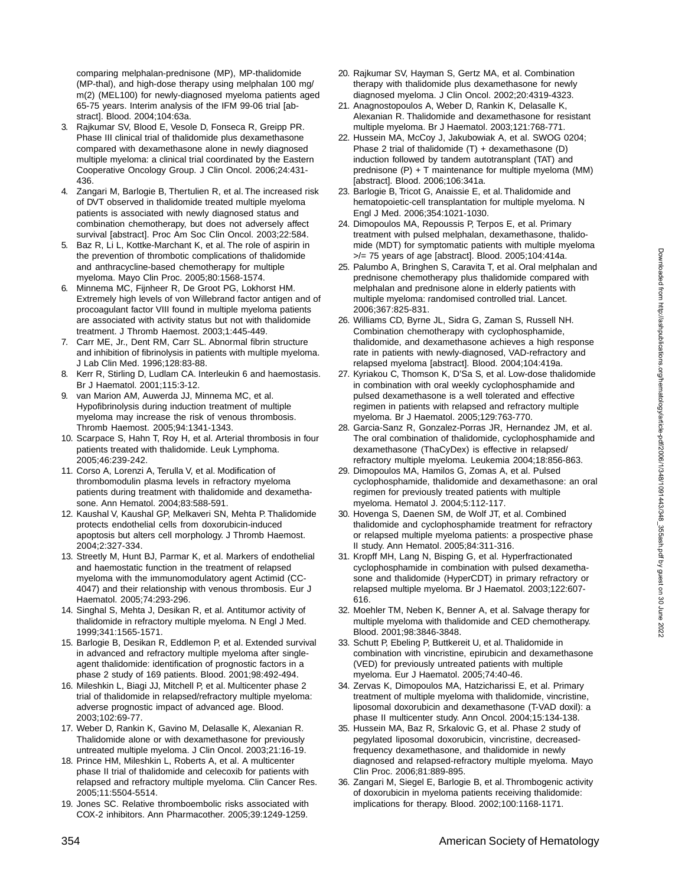comparing melphalan-prednisone (MP), MP-thalidomide (MP-thal), and high-dose therapy using melphalan 100 mg/m(2) (MEL100) for newly-diagnosed myeloma patients aged 65-75 years. Interim analysis of the IFM 99-06 trial [abstract]. Blood. 2004;104:63a.

3. Rajkumar SV, Blood E, Vesole D, Fonseca R, Greipp PR. Phase III clinical trial of thalidomide plus dexamethasone compared with dexamethasone alone in newly diagnosed multiple myeloma: a clinical trial coordinated by the Eastern Cooperative Oncology Group. J Clin Oncol. 2006;24:431-436.
4. Zangari M, Barlogie B, Thertulien R, et al. The increased risk of DVT observed in thalidomide treated multiple myeloma patients is associated with newly diagnosed status and combination chemotherapy, but does not adversely affect survival [abstract]. Proc Am Soc Clin Oncol. 2003;22:584.
5. Baz R, Li L, Kottke-Marchant K, et al. The role of aspirin in the prevention of thrombotic complications of thalidomide and anthracycline-based chemotherapy for multiple myeloma. Mayo Clin Proc. 2005;80:1568-1574.
6. Minnema MC, Fijnheer R, De Groot PG, Lokhorst HM. Extremely high levels of von Willebrand factor antigen and of procoagulant factor VIII found in multiple myeloma patients are associated with activity status but not with thalidomide treatment. J Thromb Haemost. 2003;1:445-449.
7. Carr ME, Jr., Dent RM, Carr SL. Abnormal fibrin structure and inhibition of fibrinolysis in patients with multiple myeloma. J Lab Clin Med. 1996;128:83-88.
8. Kerr R, Stirling D, Ludlam CA. Interleukin 6 and haemostasis. Br J Haematol. 2001;115:3-12.
9. van Marion AM, Auwerda JJ, Minnema MC, et al. Hypofibrinolysis during induction treatment of multiple myeloma may increase the risk of venous thrombosis. Thromb Haemost. 2005;94:1341-1343.
10. Scarpace S, Hahn T, Roy H, et al. Arterial thrombosis in four patients treated with thalidomide. Leuk Lymphoma. 2005;46:239-242.
11. Corso A, Lorenzi A, Terulla V, et al. Modification of thrombomodulin plasma levels in refractory myeloma patients during treatment with thalidomide and dexamethasone. Ann Hematol. 2004;83:588-591.
12. Kaushal V, Kaushal GP, Melkaveri SN, Mehta P. Thalidomide protects endothelial cells from doxorubicin-induced apoptosis but alters cell morphology. J Thromb Haemost. 2004;2:327-334.
13. Streetly M, Hunt BJ, Parmar K, et al. Markers of endothelial and haemostatic function in the treatment of relapsed myeloma with the immunomodulatory agent Actimid (CC-4047) and their relationship with venous thrombosis. Eur J Haematol. 2005;74:293-296.
14. Singhal S, Mehta J, Desikan R, et al. Antitumor activity of thalidomide in refractory multiple myeloma. N Engl J Med. 1999;341:1565-1571.
15. Barlogie B, Desikan R, Eddlemon P, et al. Extended survival in advanced and refractory multiple myeloma after single-agent thalidomide: identification of prognostic factors in a phase 2 study of 169 patients. Blood. 2001;98:492-494.
16. Mileshkin L, Biagi JJ, Mitchell P, et al. Multicenter phase 2 trial of thalidomide in relapsed/refractory multiple myeloma: adverse prognostic impact of advanced age. Blood. 2003;102:69-77.
17. Weber D, Rankin K, Gavino M, Delasalle K, Alexanian R. Thalidomide alone or with dexamethasone for previously untreated multiple myeloma. J Clin Oncol. 2003;21:16-19.
18. Prince HM, Mileshkin L, Roberts A, et al. A multicenter phase II trial of thalidomide and celecoxib for patients with relapsed and refractory multiple myeloma. Clin Cancer Res. 2005;11:5504-5514.
19. Jones SC. Relative thromboembolic risks associated with COX-2 inhibitors. Ann Pharmacother. 2005;39:1249-1259.
20. Rajkumar SV, Hayman S, Gertz MA, et al. Combination therapy with thalidomide plus dexamethasone for newly diagnosed myeloma. J Clin Oncol. 2002;20:4319-4323.
21. Anagnostopoulos A, Weber D, Rankin K, Delasalle K, Alexanian R. Thalidomide and dexamethasone for resistant multiple myeloma. Br J Haematol. 2003;121:768-771.
22. Hussein MA, McCoy J, Jakubowiak A, et al. SWOG 0204; Phase 2 trial of thalidomide (T) + dexamethasone (D) induction followed by tandem autotransplant (TAT) and prednisone (P) + T maintenance for multiple myeloma (MM) [abstract]. Blood. 2006;106:341a.
23. Barlogie B, Tricot G, Anaissie E, et al. Thalidomide and hematopoietic-cell transplantation for multiple myeloma. N Engl J Med. 2006;354:1021-1030.
24. Dimopoulos MA, Repoussis P, Terpos E, et al. Primary treatment with pulsed melphalan, dexamethasone, thalidomide (MDT) for symptomatic patients with multiple myeloma >/= 75 years of age [abstract]. Blood. 2005;104:414a.
25. Palumbo A, Bringhen S, Caravita T, et al. Oral melphalan and prednisone chemotherapy plus thalidomide compared with melphalan and prednisone alone in elderly patients with multiple myeloma: randomised controlled trial. Lancet. 2006;367:825-831.
26. Williams CD, Byrne JL, Sidra G, Zaman S, Russell NH. Combination chemotherapy with cyclophosphamide, thalidomide, and dexamethasone achieves a high response rate in patients with newly-diagnosed, VAD-refractory and relapsed myeloma [abstract]. Blood. 2004;104:419a.
27. Kyriakou C, Thomson K, D'Sa S, et al. Low-dose thalidomide in combination with oral weekly cyclophosphamide and pulsed dexamethasone is a well tolerated and effective regimen in patients with relapsed and refractory multiple myeloma. Br J Haematol. 2005;129:763-770.
28. Garcia-Sanz R, Gonzalez-Porras JR, Hernandez JM, et al. The oral combination of thalidomide, cyclophosphamide and dexamethasone (ThaCyDex) is effective in relapsed/refractory multiple myeloma. Leukemia 2004;18:856-863.
29. Dimopoulos MA, Hamilos G, Zomas A, et al. Pulsed cyclophosphamide, thalidomide and dexamethasone: an oral regimen for previously treated patients with multiple myeloma. Hematol J. 2004;5:112-117.
30. Hovenga S, Daenen SM, de Wolf JT, et al. Combined thalidomide and cyclophosphamide treatment for refractory or relapsed multiple myeloma patients: a prospective phase II study. Ann Hematol. 2005;84:311-316.
31. Kropff MH, Lang N, Bisping G, et al. Hyperfractionated cyclophosphamide in combination with pulsed dexamethasone and thalidomide (HyperCDT) in primary refractory or relapsed multiple myeloma. Br J Haematol. 2003;122:607-616.
32. Moehler TM, Neben K, Benner A, et al. Salvage therapy for multiple myeloma with thalidomide and CED chemotherapy. Blood. 2001;98:3846-3848.
33. Schutt P, Ebeling P, Buttkereit U, et al. Thalidomide in combination with vincristine, epirubicin and dexamethasone (VED) for previously untreated patients with multiple myeloma. Eur J Haematol. 2005;74:40-46.
34. Zervas K, Dimopoulos MA, Hatzicharissi E, et al. Primary treatment of multiple myeloma with thalidomide, vincristine, liposomal doxorubicin and dexamethasone (T-VAD doxil): a phase II multicenter study. Ann Oncol. 2004;15:134-138.
35. Hussein MA, Baz R, Srkalovic G, et al. Phase 2 study of pegylated liposomal doxorubicin, vincristine, decreased-frequency dexamethasone, and thalidomide in newly diagnosed and relapsed-refractory multiple myeloma. Mayo Clin Proc. 2006;81:889-895.
36. Zangari M, Siegel E, Barlogie B, et al. Thrombogenic activity of doxorubicin in myeloma patients receiving thalidomide: implications for therapy. Blood. 2002;100:1168-1171.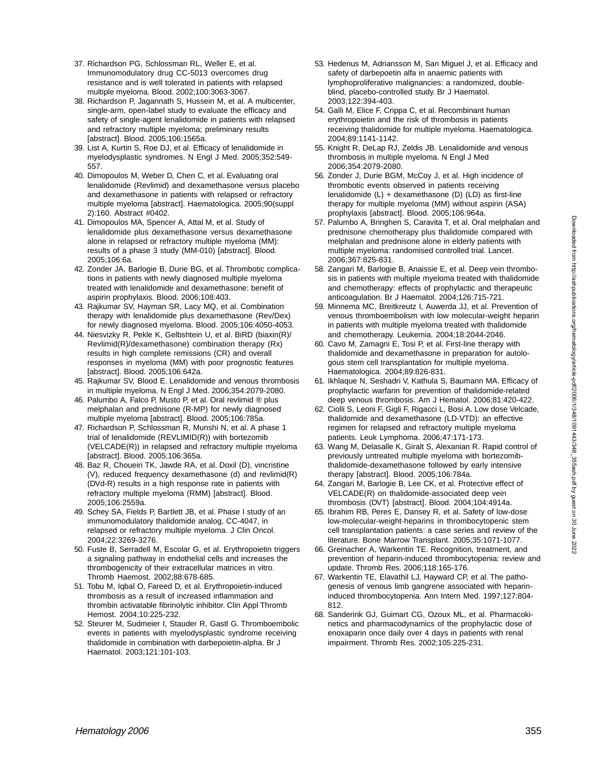37. Richardson PG, Schlossman RL, Weller E, et al. Immunomodulatory drug CC-5013 overcomes drug resistance and is well tolerated in patients with relapsed multiple myeloma. Blood. 2002;100:3063-3067.
38. Richardson P, Jagannath S, Hussein M, et al. A multicenter, single-arm, open-label study to evaluate the efficacy and safety of single-agent lenalidomide in patients with relapsed and refractory multiple myeloma; preliminary results [abstract]. Blood. 2005;106:1565a.
39. List A, Kurtin S, Roe DJ, et al. Efficacy of lenalidomide in myelodysplastic syndromes. N Engl J Med. 2005;352:549-557.
40. Dimopoulos M, Weber D, Chen C, et al. Evaluating oral lenalidomide (Revlimid) and dexamethasone versus placebo and dexamethasone in patients with relapsed or refractory multiple myeloma [abstract]. Haematologica. 2005;90(suppl 2):160. Abstract #0402.
41. Dimopoulos MA, Spencer A, Attal M, et al. Study of lenalidomide plus dexamethasone versus dexamethasone alone in relapsed or refractory multiple myeloma (MM): results of a phase 3 study (MM-010) [abstract]. Blood. 2005;106:6a.
42. Zonder JA, Barlogie B, Durie BG, et al. Thrombotic complications in patients with newly diagnosed multiple myeloma treated with lenalidomide and dexamethasone: benefit of aspirin prophylaxis. Blood. 2006;108:403.
43. Rajkumar SV, Hayman SR, Lacy MQ, et al. Combination therapy with lenalidomide plus dexamethasone (Rev/Dex) for newly diagnosed myeloma. Blood. 2005;106:4050-4053.
44. Niesvizky R, Pekle K, Gelbshtein U, et al. BiRD (biaxin(R)/ Revlimid(R)/dexamethasone) combination therapy (Rx) results in high complete remissions (CR) and overall responses in myeloma (MM) with poor prognostic features [abstract]. Blood. 2005;106:642a.
45. Rajkumar SV, Blood E. Lenalidomide and venous thrombosis in multiple myeloma. N Engl J Med. 2006;354:2079-2080.
46. Palumbo A, Falco P, Musto P, et al. Oral revlimid ® plus melphalan and prednisone (R-MP) for newly diagnosed multiple myeloma [abstract]. Blood. 2005;106:785a.
47. Richardson P, Schlossman R, Munshi N, et al. A phase 1 trial of lenalidomide (REVLIMID(R)) with bortezomib (VELCADE(R)) in relapsed and refractory multiple myeloma [abstract]. Blood. 2005;106:365a.
48. Baz R, Choueiri TK, Jawde RA, et al. Doxil (D), vincristine (V), reduced frequency dexamethasone (d) and revlimid(R) (DVd-R) results in a high response rate in patients with refractory multiple myeloma (RMM) [abstract]. Blood. 2005;106:2559a.
49. Schey SA, Fields P, Bartlett JB, et al. Phase I study of an immunomodulatory thalidomide analog, CC-4047, in relapsed or refractory multiple myeloma. J Clin Oncol. 2004;22:3269-3276.
50. Fuste B, Serradell M, Escolar G, et al. Erythropoietin triggers a signaling pathway in endothelial cells and increases the thrombogenicity of their extracellular matrices in vitro. Thromb Haemost. 2002;88:678-685.
51. Tobu M, Iqbal O, Fareed D, et al. Erythropoietin-induced thrombosis as a result of increased inflammation and thrombin activatable fibrinolytic inhibitor. Clin Appl Thromb Hemost. 2004;10:225-232.
52. Steurer M, Sudmeier I, Stauder R, Gastl G. Thromboembolic events in patients with myelodysplastic syndrome receiving thalidomide in combination with darbepoietin-alpha. Br J Haematol. 2003;121:101-103.
53. Hedenus M, Adriansson M, San Miguel J, et al. Efficacy and safety of darbepoetin alfa in anaemic patients with lymphoproliferative malignancies: a randomized, double-blind, placebo-controlled study. Br J Haematol. 2003;122:394-403.
54. Galli M, Elice F, Crippa C, et al. Recombinant human erythropoietin and the risk of thrombosis in patients receiving thalidomide for multiple myeloma. Haematologica. 2004;89:1141-1142.
55. Knight R, DeLap RJ, Zeldis JB. Lenalidomide and venous thrombosis in multiple myeloma. N Engl J Med 2006;354:2079-2080.
56. Zonder J, Durie BGM, McCoy J, et al. High incidence of thrombotic events observed in patients receiving lenalidomide (L) + dexamethasone (D) (LD) as first-line therapy for multiple myeloma (MM) without aspirin (ASA) prophylaxis [abstract]. Blood. 2005;106:964a.
57. Palumbo A, Bringhen S, Caravita T, et al. Oral melphalan and prednisone chemotherapy plus thalidomide compared with melphalan and prednisone alone in elderly patients with multiple myeloma: randomised controlled trial. Lancet. 2006;367:825-831.
58. Zangari M, Barlogie B, Anaissie E, et al. Deep vein thrombosis in patients with multiple myeloma treated with thalidomide and chemotherapy: effects of prophylactic and therapeutic anticoagulation. Br J Haematol. 2004;126:715-721.
59. Minnema MC, Breitkreutz I, Auwerda JJ, et al. Prevention of venous thromboembolism with low molecular-weight heparin in patients with multiple myeloma treated with thalidomide and chemotherapy. Leukemia. 2004;18:2044-2046.
60. Cavo M, Zamagni E, Tosi P, et al. First-line therapy with thalidomide and dexamethasone in preparation for autologous stem cell transplantation for multiple myeloma. Haematologica. 2004;89:826-831.
61. Ikhlaque N, Seshadri V, Kathula S, Baumann MA. Efficacy of prophylactic warfarin for prevention of thalidomide-related deep venous thrombosis. Am J Hematol. 2006;81:420-422.
62. Ciolli S, Leoni F, Gigli F, Rigacci L, Bosi A. Low dose Velcade, thalidomide and dexamethasone (LD-VTD): an effective regimen for relapsed and refractory multiple myeloma patients. Leuk Lymphoma. 2006;47:171-173.
63. Wang M, Delasalle K, Giralt S, Alexanian R. Rapid control of previously untreated multiple myeloma with bortezomib-thalidomide-dexamethasone followed by early intensive therapy [abstract]. Blood. 2005;106:784a.
64. Zangari M, Barlogie B, Lee CK, et al. Protective effect of VELCADE(R) on thalidomide-associated deep vein thrombosis (DVT) [abstract]. Blood. 2004;104:4914a.
65. Ibrahim RB, Peres E, Dansey R, et al. Safety of low-dose low-molecular-weight-heparins in thrombocytopenic stem cell transplantation patients: a case series and review of the literature. Bone Marrow Transplant. 2005;35:1071-1077.
66. Greinacher A, Warkentin TE. Recognition, treatment, and prevention of heparin-induced thrombocytopenia: review and update. Thromb Res. 2006;118:165-176.
67. Warkentin TE, Elavathil LJ, Hayward CP, et al. The pathogenesis of venous limb gangrene associated with heparin-induced thrombocytopenia. Ann Intern Med. 1997;127:804-812.
68. Sanderink GJ, Guimart CG, Ozoux ML, et al. Pharmacokinetics and pharmacodynamics of the prophylactic dose of enoxaparin once daily over 4 days in patients with renal impairment. Thromb Res. 2002;105:225-231.